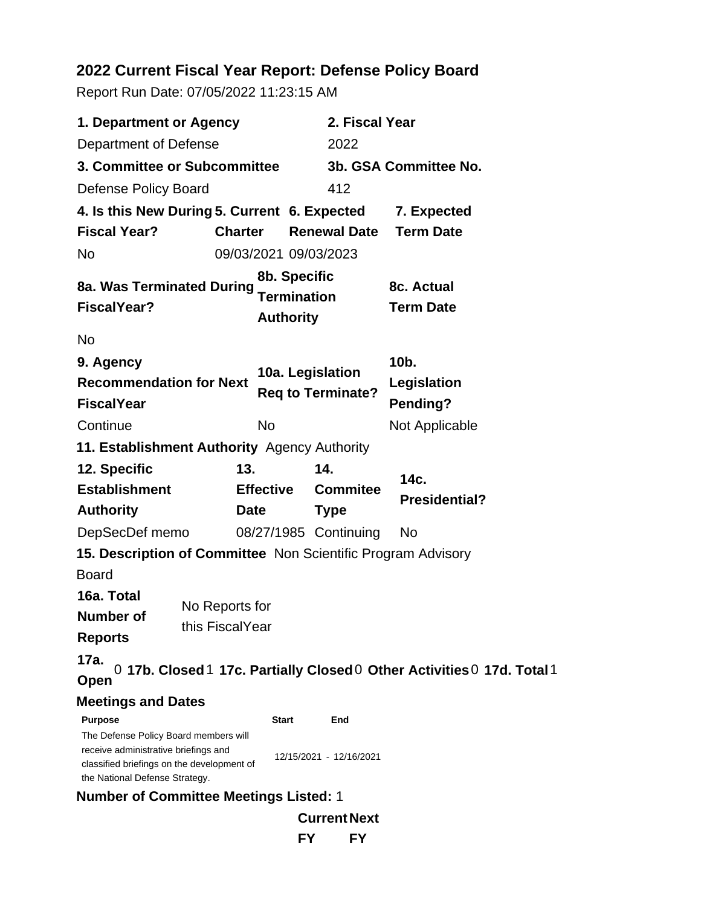# 2022 Current Fiscal Year Report: Defense Policy Board

Report Run Date: 07/05/2022 11:23:15 AM

| 1. Department or Agency | 2. Fiscal Year |
|---|---|
| Department of Defense | 2022 |

| 3. Committee or Subcommittee | 3b. GSA Committee No. |
|---|---|
| Defense Policy Board | 412 |

| 4. Is this New During Fiscal Year? | 5. Current Charter | 6. Expected Renewal Date | 7. Expected Term Date |
|---|---|---|---|
| No | 09/03/2021 | 09/03/2023 | |

| 8a. Was Terminated During FiscalYear? | 8b. Specific Termination Authority | 8c. Actual Term Date |
|---|---|---|
| No | | |

| 9. Agency Recommendation for Next FiscalYear | 10a. Legislation Req to Terminate? | 10b. Legislation Pending? |
|---|---|---|
| Continue | No | Not Applicable |

**11. Establishment Authority** Agency Authority

| 12. Specific Establishment Authority | 13. Effective Date | 14. Commitee Type | 14c. Presidential? |
|---|---|---|---|
| DepSecDef memo | 08/27/1985 | Continuing | No |

**15. Description of Committee** Non Scientific Program Advisory Board

**16a. Total Number of Reports** No Reports for this FiscalYear

**17a. Open** 0 **17b. Closed** 1 **17c. Partially Closed** 0 **Other Activities** 0 **17d. Total** 1

### Meetings and Dates

| Purpose | Start | End |
|---|---|---|
| The Defense Policy Board members will receive administrative briefings and classified briefings on the development of the National Defense Strategy. | 12/15/2021 | 12/16/2021 |

**Number of Committee Meetings Listed:** 1

| | Current FY | Next FY |
|---|---|---|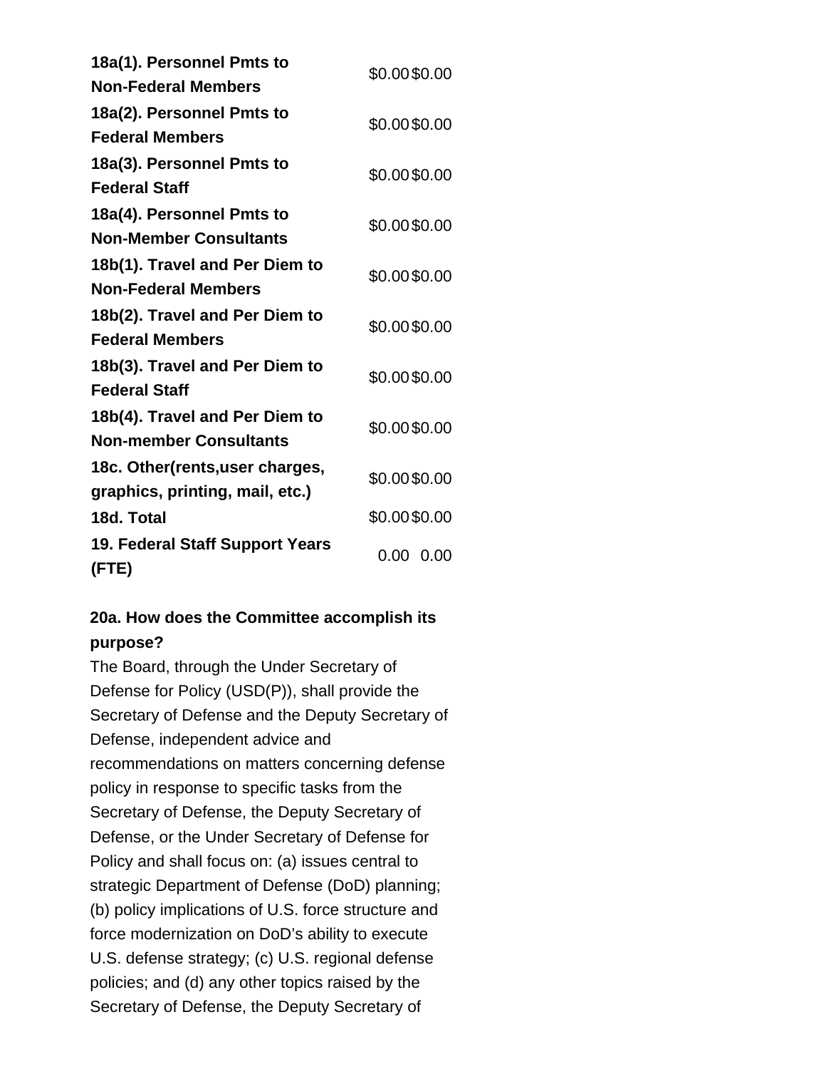| | | |
|---|---|---|
| **18a(1). Personnel Pmts to Non-Federal Members** | $0.00 | $0.00 |
| **18a(2). Personnel Pmts to Federal Members** | $0.00 | $0.00 |
| **18a(3). Personnel Pmts to Federal Staff** | $0.00 | $0.00 |
| **18a(4). Personnel Pmts to Non-Member Consultants** | $0.00 | $0.00 |
| **18b(1). Travel and Per Diem to Non-Federal Members** | $0.00 | $0.00 |
| **18b(2). Travel and Per Diem to Federal Members** | $0.00 | $0.00 |
| **18b(3). Travel and Per Diem to Federal Staff** | $0.00 | $0.00 |
| **18b(4). Travel and Per Diem to Non-member Consultants** | $0.00 | $0.00 |
| **18c. Other(rents,user charges, graphics, printing, mail, etc.)** | $0.00 | $0.00 |
| **18d. Total** | $0.00 | $0.00 |
| **19. Federal Staff Support Years (FTE)** | 0.00 | 0.00 |

**20a. How does the Committee accomplish its purpose?**

The Board, through the Under Secretary of Defense for Policy (USD(P)), shall provide the Secretary of Defense and the Deputy Secretary of Defense, independent advice and recommendations on matters concerning defense policy in response to specific tasks from the Secretary of Defense, the Deputy Secretary of Defense, or the Under Secretary of Defense for Policy and shall focus on: (a) issues central to strategic Department of Defense (DoD) planning; (b) policy implications of U.S. force structure and force modernization on DoD's ability to execute U.S. defense strategy; (c) U.S. regional defense policies; and (d) any other topics raised by the Secretary of Defense, the Deputy Secretary of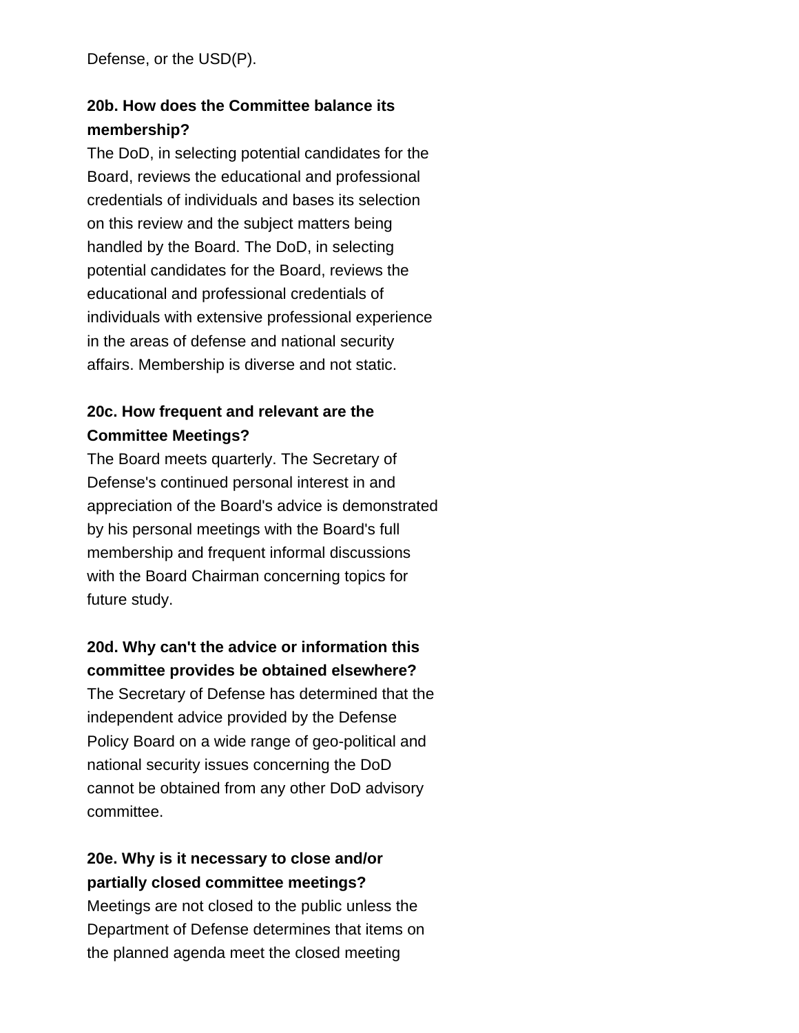Defense, or the USD(P).

**20b. How does the Committee balance its membership?**
The DoD, in selecting potential candidates for the Board, reviews the educational and professional credentials of individuals and bases its selection on this review and the subject matters being handled by the Board. The DoD, in selecting potential candidates for the Board, reviews the educational and professional credentials of individuals with extensive professional experience in the areas of defense and national security affairs. Membership is diverse and not static.

**20c. How frequent and relevant are the Committee Meetings?**
The Board meets quarterly. The Secretary of Defense's continued personal interest in and appreciation of the Board's advice is demonstrated by his personal meetings with the Board's full membership and frequent informal discussions with the Board Chairman concerning topics for future study.

**20d. Why can't the advice or information this committee provides be obtained elsewhere?**
The Secretary of Defense has determined that the independent advice provided by the Defense Policy Board on a wide range of geo-political and national security issues concerning the DoD cannot be obtained from any other DoD advisory committee.

**20e. Why is it necessary to close and/or partially closed committee meetings?**
Meetings are not closed to the public unless the Department of Defense determines that items on the planned agenda meet the closed meeting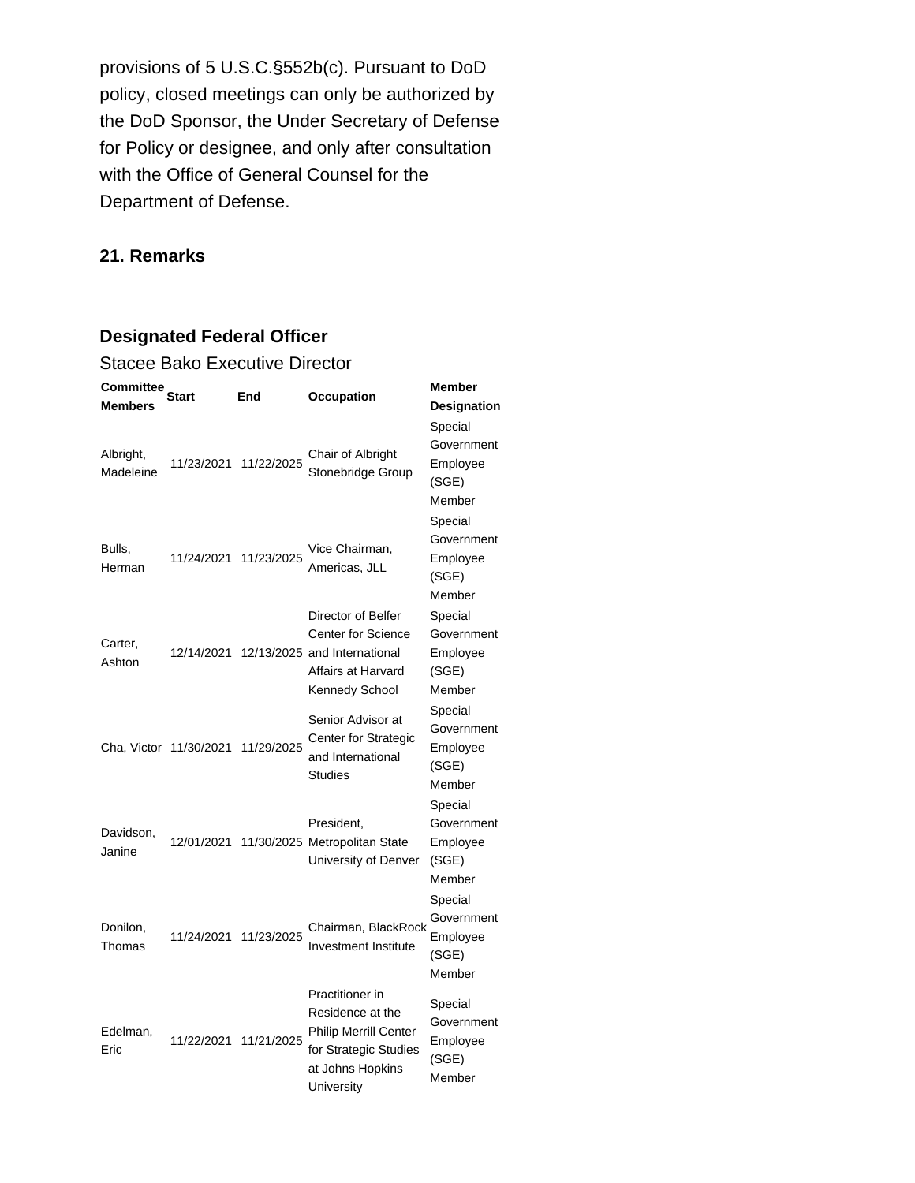provisions of 5 U.S.C.§552b(c). Pursuant to DoD policy, closed meetings can only be authorized by the DoD Sponsor, the Under Secretary of Defense for Policy or designee, and only after consultation with the Office of General Counsel for the Department of Defense.

### 21. Remarks

### Designated Federal Officer

Stacee Bako Executive Director

| Committee Members | Start | End | Occupation | Member Designation |
|---|---|---|---|---|
| Albright, Madeleine | 11/23/2021 | 11/22/2025 | Chair of Albright Stonebridge Group | Special Government Employee (SGE) Member |
| Bulls, Herman | 11/24/2021 | 11/23/2025 | Vice Chairman, Americas, JLL | Special Government Employee (SGE) Member |
| Carter, Ashton | 12/14/2021 | 12/13/2025 | Director of Belfer Center for Science and International Affairs at Harvard Kennedy School | Special Government Employee (SGE) Member |
| Cha, Victor | 11/30/2021 | 11/29/2025 | Senior Advisor at Center for Strategic and International Studies | Special Government Employee (SGE) Member |
| Davidson, Janine | 12/01/2021 | 11/30/2025 | President, Metropolitan State University of Denver | Special Government Employee (SGE) Member |
| Donilon, Thomas | 11/24/2021 | 11/23/2025 | Chairman, BlackRock Investment Institute | Special Government Employee (SGE) Member |
| Edelman, Eric | 11/22/2021 | 11/21/2025 | Practitioner in Residence at the Philip Merrill Center for Strategic Studies at Johns Hopkins University | Special Government Employee (SGE) Member |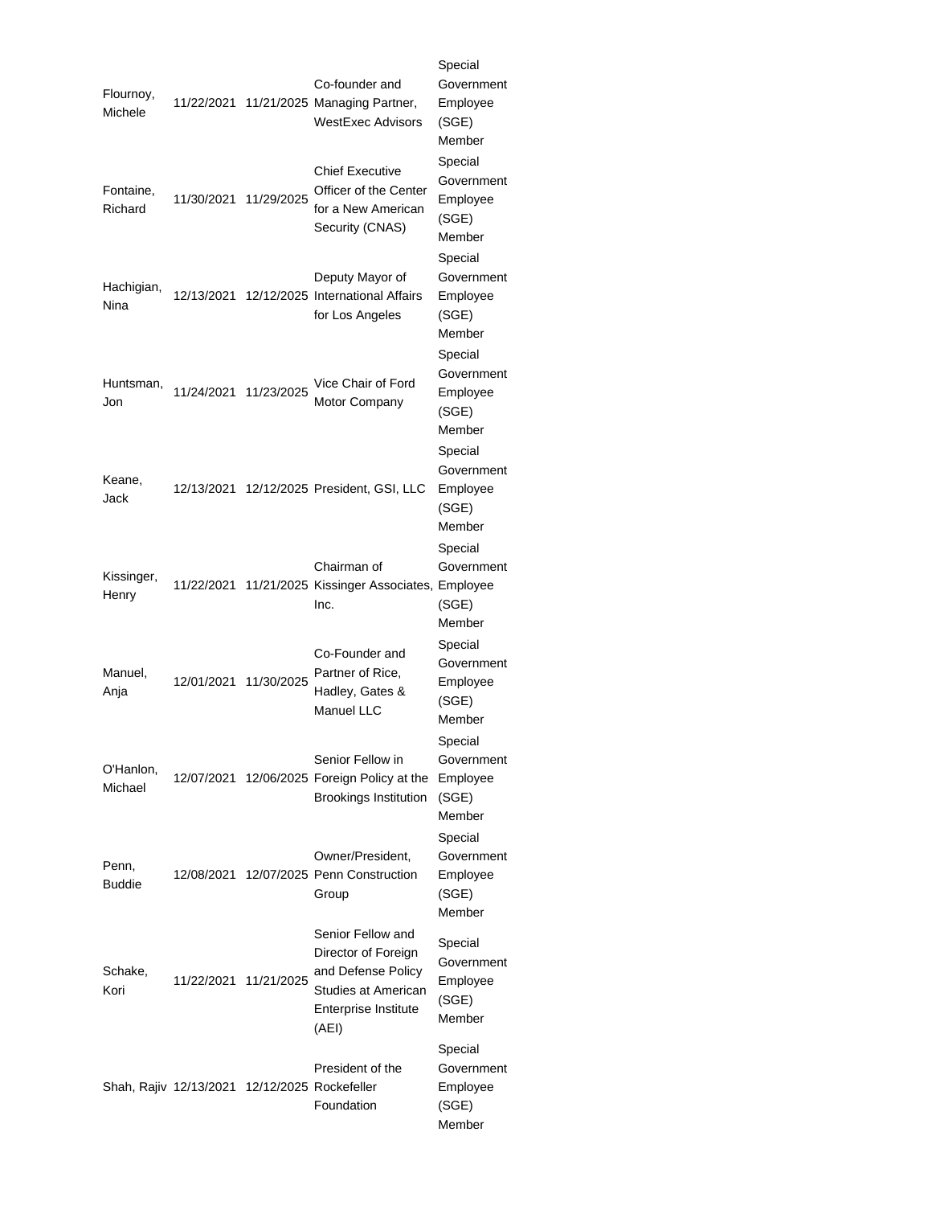| | | | | |
|---|---|---|---|---|
| Flournoy, Michele | 11/22/2021 | 11/21/2025 | Co-founder and Managing Partner, WestExec Advisors | Special Government Employee (SGE) Member |
| Fontaine, Richard | 11/30/2021 | 11/29/2025 | Chief Executive Officer of the Center for a New American Security (CNAS) | Special Government Employee (SGE) Member |
| Hachigian, Nina | 12/13/2021 | 12/12/2025 | Deputy Mayor of International Affairs for Los Angeles | Special Government Employee (SGE) Member |
| Huntsman, Jon | 11/24/2021 | 11/23/2025 | Vice Chair of Ford Motor Company | Special Government Employee (SGE) Member |
| Keane, Jack | 12/13/2021 | 12/12/2025 | President, GSI, LLC | Special Government Employee (SGE) Member |
| Kissinger, Henry | 11/22/2021 | 11/21/2025 | Chairman of Kissinger Associates, Inc. | Special Government Employee (SGE) Member |
| Manuel, Anja | 12/01/2021 | 11/30/2025 | Co-Founder and Partner of Rice, Hadley, Gates & Manuel LLC | Special Government Employee (SGE) Member |
| O'Hanlon, Michael | 12/07/2021 | 12/06/2025 | Senior Fellow in Foreign Policy at the Brookings Institution | Special Government Employee (SGE) Member |
| Penn, Buddie | 12/08/2021 | 12/07/2025 | Owner/President, Penn Construction Group | Special Government Employee (SGE) Member |
| Schake, Kori | 11/22/2021 | 11/21/2025 | Senior Fellow and Director of Foreign and Defense Policy Studies at American Enterprise Institute (AEI) | Special Government Employee (SGE) Member |
| Shah, Rajiv | 12/13/2021 | 12/12/2025 | President of the Rockefeller Foundation | Special Government Employee (SGE) Member |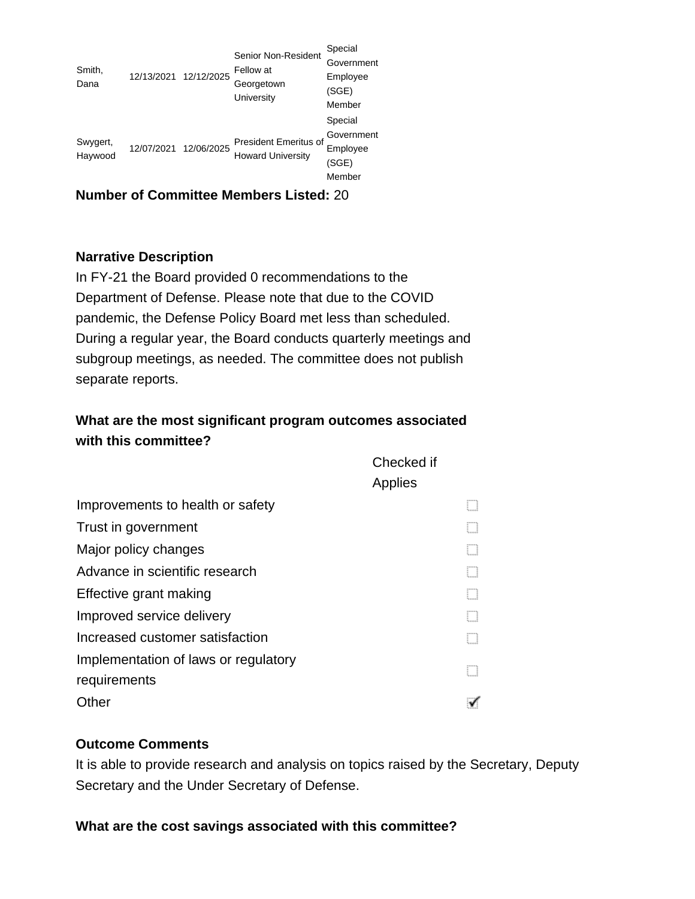| | | | | |
|---|---|---|---|---|
| Smith, Dana | 12/13/2021 | 12/12/2025 | Senior Non-Resident Fellow at Georgetown University | Special Government Employee (SGE) Member |
| Swygert, Haywood | 12/07/2021 | 12/06/2025 | President Emeritus of Howard University | Special Government Employee (SGE) Member |

**Number of Committee Members Listed:** 20

**Narrative Description**

In FY-21 the Board provided 0 recommendations to the Department of Defense. Please note that due to the COVID pandemic, the Defense Policy Board met less than scheduled. During a regular year, the Board conducts quarterly meetings and subgroup meetings, as needed. The committee does not publish separate reports.

**What are the most significant program outcomes associated with this committee?**

| | Checked if Applies |
|---|---|
| Improvements to health or safety | ☐ |
| Trust in government | ☐ |
| Major policy changes | ☐ |
| Advance in scientific research | ☐ |
| Effective grant making | ☐ |
| Improved service delivery | ☐ |
| Increased customer satisfaction | ☐ |
| Implementation of laws or regulatory requirements | ☐ |
| Other | ☑ |

**Outcome Comments**

It is able to provide research and analysis on topics raised by the Secretary, Deputy Secretary and the Under Secretary of Defense.

**What are the cost savings associated with this committee?**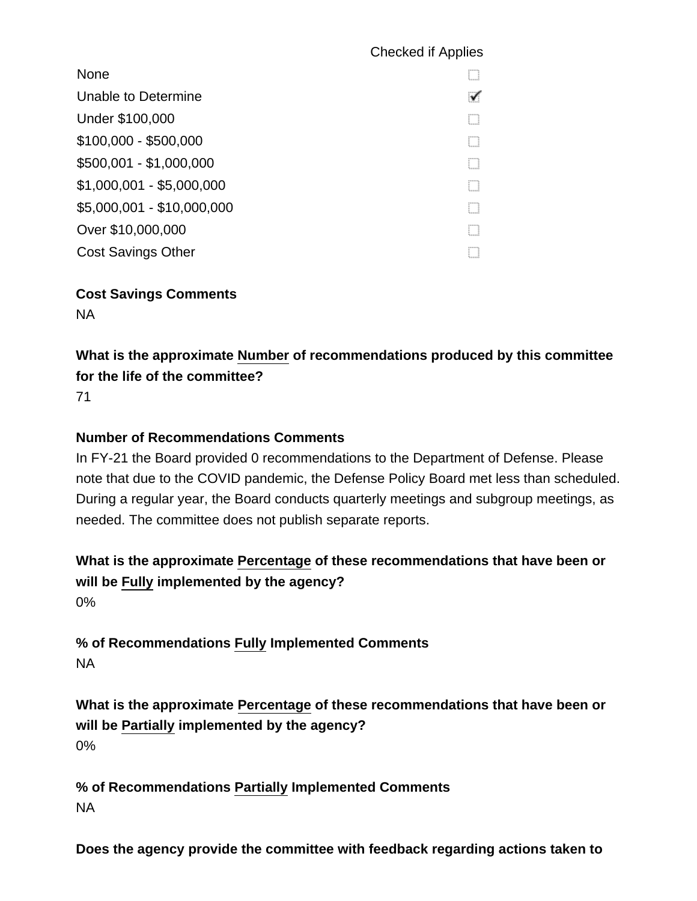| | Checked if Applies |
|---|---|
| None | ☐ |
| Unable to Determine | ☑ |
| Under $100,000 | ☐ |
| $100,000 - $500,000 | ☐ |
| $500,001 - $1,000,000 | ☐ |
| $1,000,001 - $5,000,000 | ☐ |
| $5,000,001 - $10,000,000 | ☐ |
| Over $10,000,000 | ☐ |
| Cost Savings Other | ☐ |

**Cost Savings Comments**

NA

**What is the approximate Number of recommendations produced by this committee for the life of the committee?**

71

**Number of Recommendations Comments**

In FY-21 the Board provided 0 recommendations to the Department of Defense. Please note that due to the COVID pandemic, the Defense Policy Board met less than scheduled. During a regular year, the Board conducts quarterly meetings and subgroup meetings, as needed. The committee does not publish separate reports.

**What is the approximate Percentage of these recommendations that have been or will be Fully implemented by the agency?**

0%

**% of Recommendations Fully Implemented Comments**

NA

**What is the approximate Percentage of these recommendations that have been or will be Partially implemented by the agency?**

0%

**% of Recommendations Partially Implemented Comments**

NA

**Does the agency provide the committee with feedback regarding actions taken to**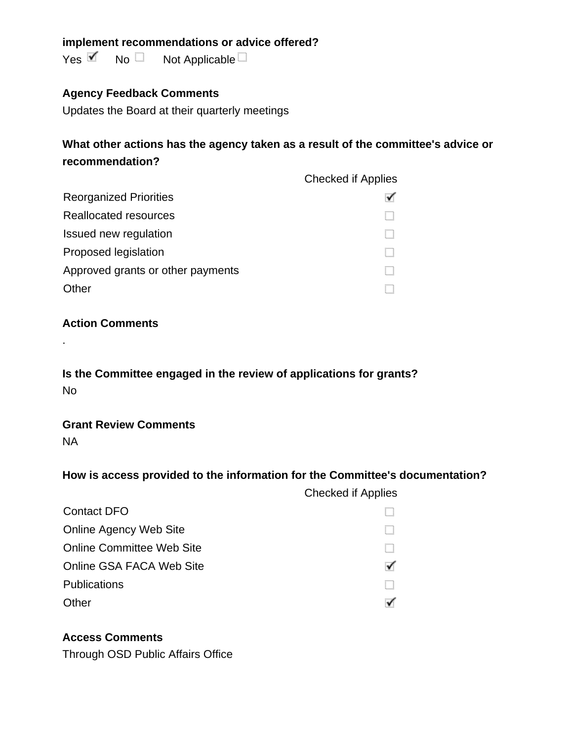**implement recommendations or advice offered?**

Yes ☑ No ☐ Not Applicable ☐

**Agency Feedback Comments**

Updates the Board at their quarterly meetings

**What other actions has the agency taken as a result of the committee's advice or recommendation?**

| | Checked if Applies |
|---|---|
| Reorganized Priorities | ☑ |
| Reallocated resources | ☐ |
| Issued new regulation | ☐ |
| Proposed legislation | ☐ |
| Approved grants or other payments | ☐ |
| Other | ☐ |

**Action Comments**

.

**Is the Committee engaged in the review of applications for grants?**

No

**Grant Review Comments**

NA

**How is access provided to the information for the Committee's documentation?**

| | Checked if Applies |
|---|---|
| Contact DFO | ☐ |
| Online Agency Web Site | ☐ |
| Online Committee Web Site | ☐ |
| Online GSA FACA Web Site | ☑ |
| Publications | ☐ |
| Other | ☑ |

**Access Comments**

Through OSD Public Affairs Office